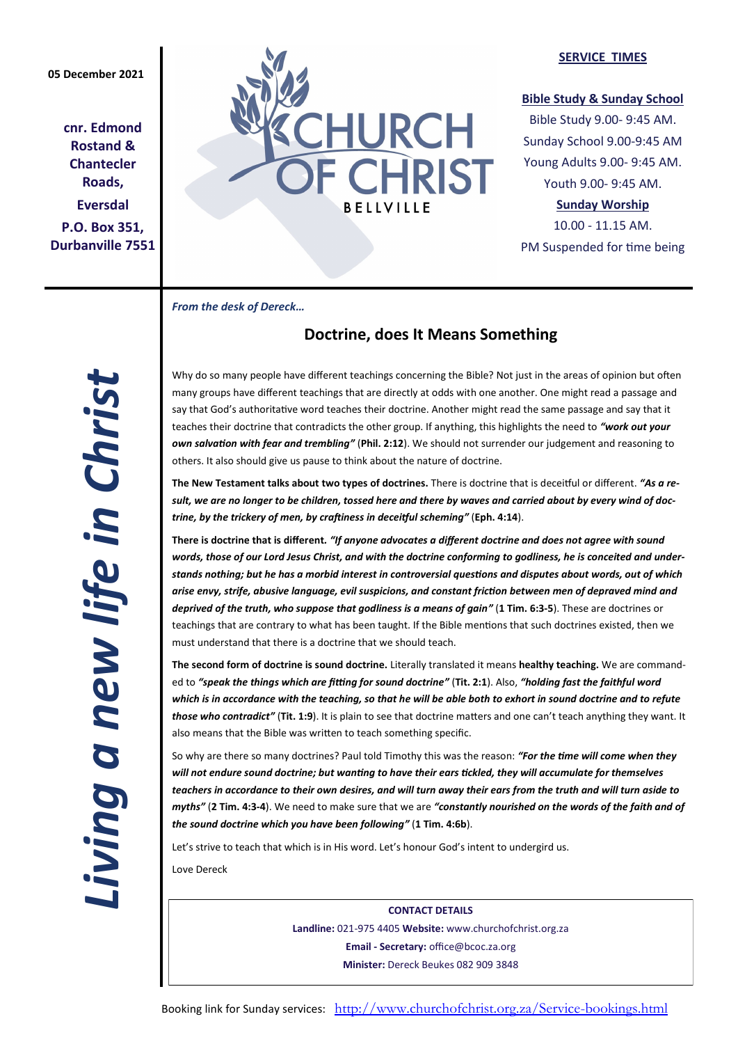05 December 2021

**cnr. Edmond Rostand & Chantecler Roads,**

**Eversdal**

**P.O. Box 351, Durbanville 7551**

# CHURCH OF CHRIST BELLVILLE

**SERVICE TIMES**

**Bible Study & Sunday School**

Bible Study 9.00- 9:45 AM.

Sunday School 9.00-9:45 AM

Young Adults 9.00- 9:45 AM.

Youth 9.00- 9:45 AM.

**Sunday Worship**

10.00 - 11.15 AM.

PM Suspended for time being

*Living a new life in Christ*

***From the desk of Dereck…***

## Doctrine, does It Means Something

Why do so many people have different teachings concerning the Bible? Not just in the areas of opinion but often many groups have different teachings that are directly at odds with one another. One might read a passage and say that God's authoritative word teaches their doctrine. Another might read the same passage and say that it teaches their doctrine that contradicts the other group. If anything, this highlights the need to ***"work out your own salvation with fear and trembling"*** (**Phil. 2:12**). We should not surrender our judgement and reasoning to others. It also should give us pause to think about the nature of doctrine.

**The New Testament talks about two types of doctrines.** There is doctrine that is deceitful or different. ***"As a result, we are no longer to be children, tossed here and there by waves and carried about by every wind of doctrine, by the trickery of men, by craftiness in deceitful scheming"*** (**Eph. 4:14**).

**There is doctrine that is different.** ***"If anyone advocates a different doctrine and does not agree with sound words, those of our Lord Jesus Christ, and with the doctrine conforming to godliness, he is conceited and understands nothing; but he has a morbid interest in controversial questions and disputes about words, out of which arise envy, strife, abusive language, evil suspicions, and constant friction between men of depraved mind and deprived of the truth, who suppose that godliness is a means of gain"*** (**1 Tim. 6:3-5**). These are doctrines or teachings that are contrary to what has been taught. If the Bible mentions that such doctrines existed, then we must understand that there is a doctrine that we should teach.

**The second form of doctrine is sound doctrine.** Literally translated it means **healthy teaching.** We are commanded to ***"speak the things which are fitting for sound doctrine"*** (**Tit. 2:1**). Also, ***"holding fast the faithful word which is in accordance with the teaching, so that he will be able both to exhort in sound doctrine and to refute those who contradict"*** (**Tit. 1:9**). It is plain to see that doctrine matters and one can't teach anything they want. It also means that the Bible was written to teach something specific.

So why are there so many doctrines? Paul told Timothy this was the reason: ***"For the time will come when they will not endure sound doctrine; but wanting to have their ears tickled, they will accumulate for themselves teachers in accordance to their own desires, and will turn away their ears from the truth and will turn aside to myths"*** (**2 Tim. 4:3-4**). We need to make sure that we are ***"constantly nourished on the words of the faith and of the sound doctrine which you have been following"*** (**1 Tim. 4:6b**).

Let's strive to teach that which is in His word. Let's honour God's intent to undergird us.

Love Dereck

**CONTACT DETAILS**

**Landline:** 021-975 4405 **Website:** www.churchofchrist.org.za

**Email - Secretary:** office@bcoc.za.org

**Minister:** Dereck Beukes 082 909 3848

Booking link for Sunday services: http://www.churchofchrist.org.za/Service-bookings.html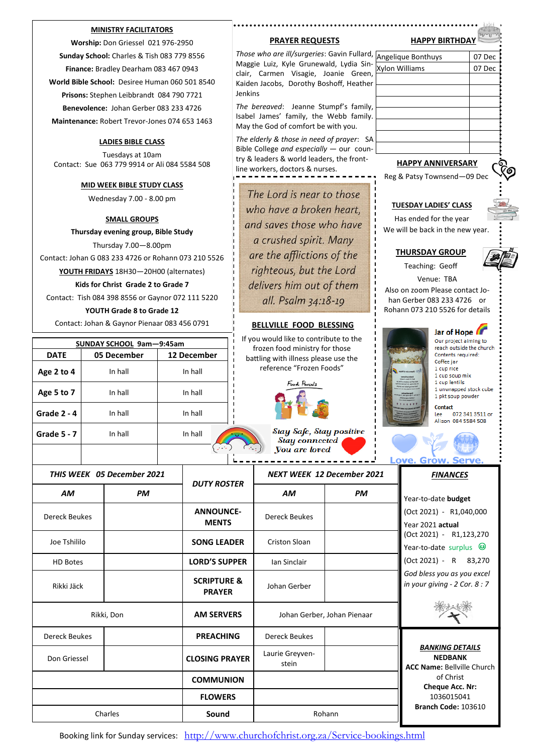## MINISTRY FACILITATORS

**Worship:** Don Griessel 021 976-2950

**Sunday School:** Charles & Tish 083 779 8556

**Finance:** Bradley Dearham 083 467 0943

**World Bible School:** Desiree Human 060 501 8540

**Prisons:** Stephen Leibbrandt 084 790 7721

**Benevolence:** Johan Gerber 083 233 4726

**Maintenance:** Robert Trevor-Jones 074 653 1463

## LADIES BIBLE CLASS

Tuesdays at 10am

Contact: Sue 063 779 9914 or Ali 084 5584 508

## MID WEEK BIBLE STUDY CLASS

Wednesday 7.00 - 8.00 pm

## SMALL GROUPS

**Thursday evening group, Bible Study**

Thursday 7.00—8.00pm

Contact: Johan G 083 233 4726 or Rohann 073 210 5526

**YOUTH FRIDAYS** 18H30—20H00 (alternates)

**Kids for Christ Grade 2 to Grade 7**

Contact: Tish 084 398 8556 or Gaynor 072 111 5220

**YOUTH Grade 8 to Grade 12**

Contact: Johan & Gaynor Pienaar 083 456 0791

## SUNDAY SCHOOL 9am—9:45am

| DATE | 05 December | 12 December |
|---|---|---|
| Age 2 to 4 | In hall | In hall |
| Age 5 to 7 | In hall | In hall |
| Grade 2 - 4 | In hall | In hall |
| Grade 5 - 7 | In hall | In hall |
| | | |

## PRAYER REQUESTS

*Those who are ill/surgeries*: Gavin Fullard, Maggie Luiz, Kyle Grunewald, Lydia Sinclair, Carmen Visagie, Joanie Green, Kaiden Jacobs, Dorothy Boshoff, Heather Jenkins

*The bereaved*: Jeanne Stumpf's family, Isabel James' family, the Webb family. May the God of comfort be with you.

*The elderly & those in need of prayer*: SA Bible College *and especially* — our country & leaders & world leaders, the frontline workers, doctors & nurses.

*The Lord is near to those who have a broken heart, and saves those who have a crushed spirit. Many are the afflictions of the righteous, but the Lord delivers him out of them all. Psalm 34:18-19*

## HAPPY BIRTHDAY

| | |
|---|---|
| Angelique Bonthuys | 07 Dec |
| Xylon Williams | 07 Dec |

## HAPPY ANNIVERSARY

Reg & Patsy Townsend—09 Dec

## TUESDAY LADIES' CLASS

Has ended for the year

We will be back in the new year.

## THURSDAY GROUP

Teaching: Geoff

Venue: TBA

Also on zoom Please contact Johan Gerber 083 233 4726 or Rohann 073 210 5526 for details

## BELLVILLE FOOD BLESSING

If you would like to contribute to the frozen food ministry for those battling with illness please use the reference "Frozen Foods"

Food Parcels

Stay Safe, Stay positive
Stay connected
You are loved

**Jar of Hope**

Our project aiming to reach outside the church

Contents required:
- Coffee jar
- 1 cup rice
- 1 cup soup mix
- 1 cup lentils
- 1 unwrapped stock cube
- 1 pkt soup powder

**Contact**
Lee 072 341 3511 or
Alison 084 5584 508

Love. Grow. Serve.

| THIS WEEK 05 December 2021 | | DUTY ROSTER | NEXT WEEK 12 December 2021 | |
|---|---|---|---|---|
| AM | PM | | AM | PM |
| Dereck Beukes | | ANNOUNCEMENTS | Dereck Beukes | |
| Joe Tshililo | | SONG LEADER | Criston Sloan | |
| HD Botes | | LORD'S SUPPER | Ian Sinclair | |
| Rikki Jäck | | SCRIPTURE & PRAYER | Johan Gerber | |
| Rikki, Don | | AM SERVERS | Johan Gerber, Johan Pienaar | |
| Dereck Beukes | | PREACHING | Dereck Beukes | |
| Don Griessel | | CLOSING PRAYER | Laurie Greyvenstein | |
| | | COMMUNION | | |
| | | FLOWERS | | |
| Charles | | Sound | Rohann | |

## FINANCES

Year-to-date **budget**
(Oct 2021) - R1,040,000

Year 2021 **actual**
(Oct 2021) - R1,123,270

Year-to-date surplus
(Oct 2021) - R 83,270

*God bless you as you excel in your giving - 2 Cor. 8 : 7*

## BANKING DETAILS

**NEDBANK**

**ACC Name:** Bellville Church of Christ

**Cheque Acc. Nr:** 1036015041

**Branch Code:** 103610

Booking link for Sunday services: http://www.churchofchrist.org.za/Service-bookings.html